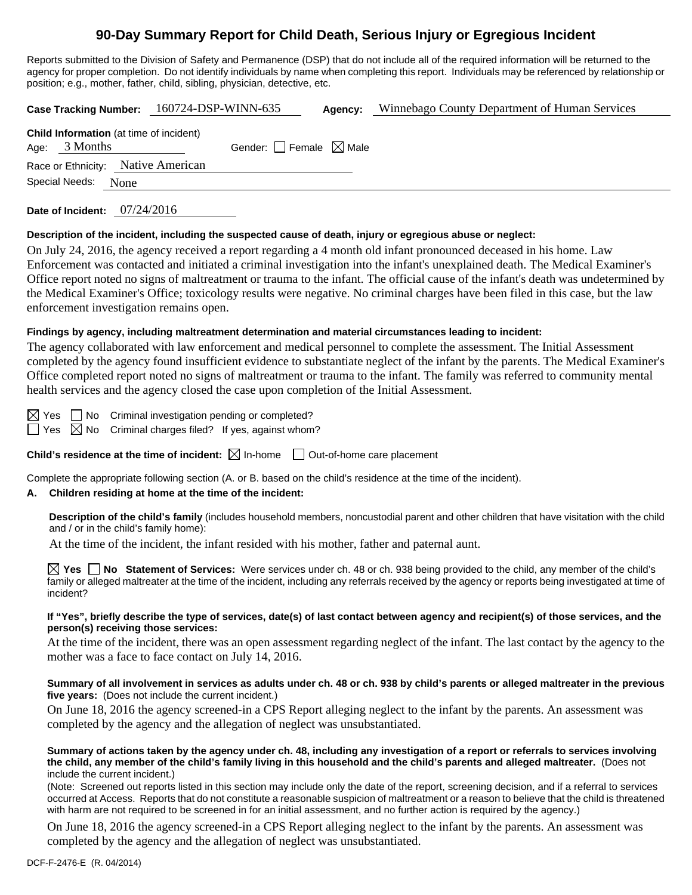# 90-Day Summary Report for Child Death, Serious Injury or Egregious Incident

Reports submitted to the Division of Safety and Permanence (DSP) that do not include all of the required information will be returned to the agency for proper completion. Do not identify individuals by name when completing this report. Individuals may be referenced by relationship or position; e.g., mother, father, child, sibling, physician, detective, etc.

**Case Tracking Number:** 160724-DSP-WINN-635 **Agency:** Winnebago County Department of Human Services

**Child Information** (at time of incident)
Age: 3 Months Gender: ☐ Female ☒ Male
Race or Ethnicity: Native American
Special Needs: None

**Date of Incident:** 07/24/2016

**Description of the incident, including the suspected cause of death, injury or egregious abuse or neglect:**

On July 24, 2016, the agency received a report regarding a 4 month old infant pronounced deceased in his home. Law Enforcement was contacted and initiated a criminal investigation into the infant's unexplained death. The Medical Examiner's Office report noted no signs of maltreatment or trauma to the infant. The official cause of the infant's death was undetermined by the Medical Examiner's Office; toxicology results were negative. No criminal charges have been filed in this case, but the law enforcement investigation remains open.

**Findings by agency, including maltreatment determination and material circumstances leading to incident:**

The agency collaborated with law enforcement and medical personnel to complete the assessment. The Initial Assessment completed by the agency found insufficient evidence to substantiate neglect of the infant by the parents. The Medical Examiner's Office completed report noted no signs of maltreatment or trauma to the infant. The family was referred to community mental health services and the agency closed the case upon completion of the Initial Assessment.

☒ Yes ☐ No Criminal investigation pending or completed?
☐ Yes ☒ No Criminal charges filed? If yes, against whom?

**Child's residence at the time of incident:** ☒ In-home ☐ Out-of-home care placement

Complete the appropriate following section (A. or B. based on the child's residence at the time of the incident).

**A. Children residing at home at the time of the incident:**

**Description of the child's family** (includes household members, noncustodial parent and other children that have visitation with the child and / or in the child's family home):

At the time of the incident, the infant resided with his mother, father and paternal aunt.

☒ **Yes** ☐ **No Statement of Services:** Were services under ch. 48 or ch. 938 being provided to the child, any member of the child's family or alleged maltreater at the time of the incident, including any referrals received by the agency or reports being investigated at time of incident?

**If "Yes", briefly describe the type of services, date(s) of last contact between agency and recipient(s) of those services, and the person(s) receiving those services:**

At the time of the incident, there was an open assessment regarding neglect of the infant. The last contact by the agency to the mother was a face to face contact on July 14, 2016.

**Summary of all involvement in services as adults under ch. 48 or ch. 938 by child's parents or alleged maltreater in the previous five years:** (Does not include the current incident.)

On June 18, 2016 the agency screened-in a CPS Report alleging neglect to the infant by the parents. An assessment was completed by the agency and the allegation of neglect was unsubstantiated.

**Summary of actions taken by the agency under ch. 48, including any investigation of a report or referrals to services involving the child, any member of the child's family living in this household and the child's parents and alleged maltreater.** (Does not include the current incident.)

(Note: Screened out reports listed in this section may include only the date of the report, screening decision, and if a referral to services occurred at Access. Reports that do not constitute a reasonable suspicion of maltreatment or a reason to believe that the child is threatened with harm are not required to be screened in for an initial assessment, and no further action is required by the agency.)

On June 18, 2016 the agency screened-in a CPS Report alleging neglect to the infant by the parents. An assessment was completed by the agency and the allegation of neglect was unsubstantiated.

DCF-F-2476-E (R. 04/2014)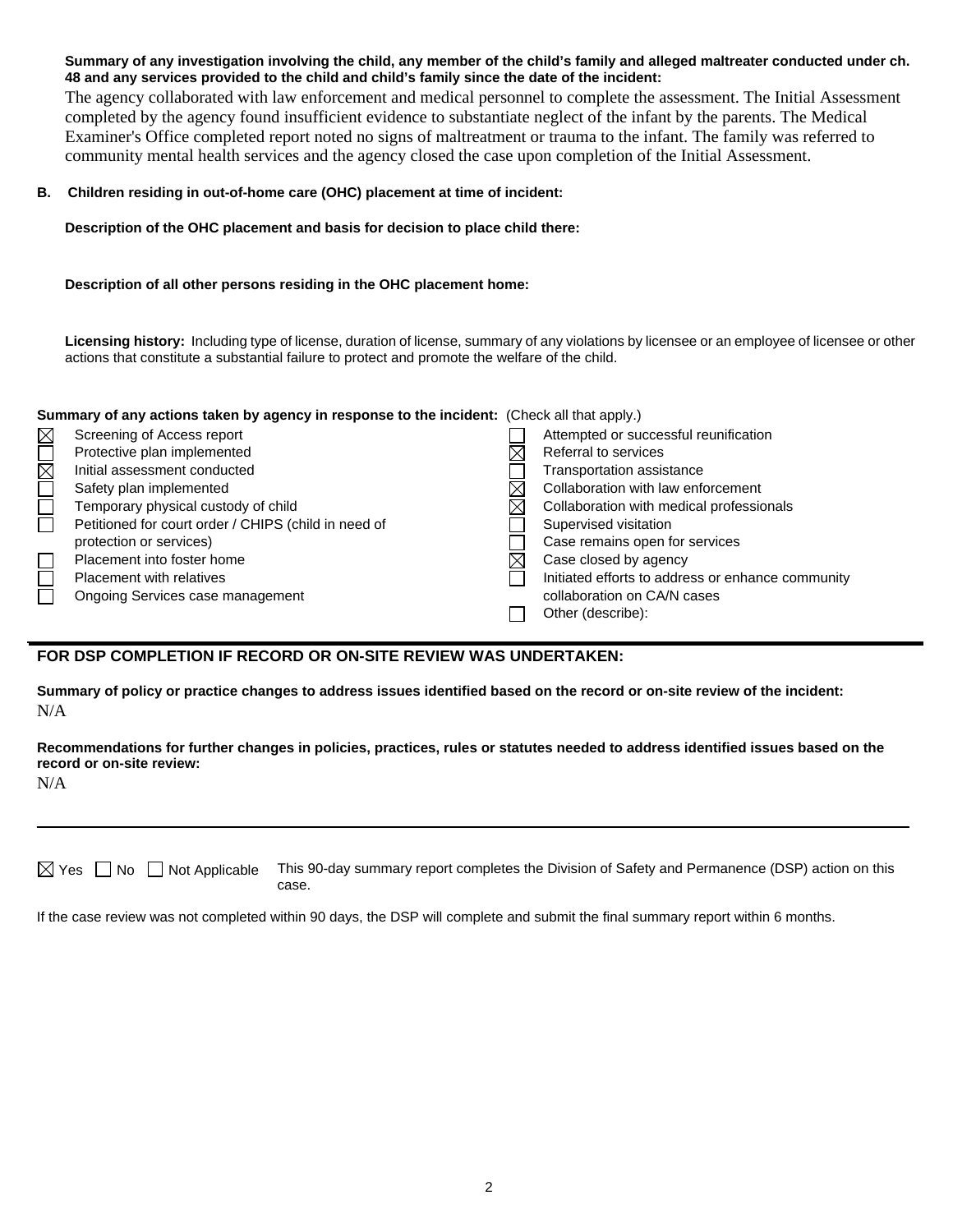**Summary of any investigation involving the child, any member of the child's family and alleged maltreater conducted under ch. 48 and any services provided to the child and child's family since the date of the incident:**

The agency collaborated with law enforcement and medical personnel to complete the assessment. The Initial Assessment completed by the agency found insufficient evidence to substantiate neglect of the infant by the parents. The Medical Examiner's Office completed report noted no signs of maltreatment or trauma to the infant. The family was referred to community mental health services and the agency closed the case upon completion of the Initial Assessment.

**B. Children residing in out-of-home care (OHC) placement at time of incident:**

**Description of the OHC placement and basis for decision to place child there:**

**Description of all other persons residing in the OHC placement home:**

**Licensing history:** Including type of license, duration of license, summary of any violations by licensee or an employee of licensee or other actions that constitute a substantial failure to protect and promote the welfare of the child.

**Summary of any actions taken by agency in response to the incident:** (Check all that apply.)

- ☒ Screening of Access report
- ☐ Protective plan implemented
- ☒ Initial assessment conducted
- ☐ Safety plan implemented
- ☐ Temporary physical custody of child
- ☐ Petitioned for court order / CHIPS (child in need of protection or services)
- ☐ Placement into foster home
- ☐ Placement with relatives
- ☐ Ongoing Services case management
- ☐ Attempted or successful reunification
- ☒ Referral to services
- ☐ Transportation assistance
- ☒ Collaboration with law enforcement
- ☒ Collaboration with medical professionals
- ☐ Supervised visitation
- ☐ Case remains open for services
- ☒ Case closed by agency
- ☐ Initiated efforts to address or enhance community collaboration on CA/N cases
- ☐ Other (describe):

---

## FOR DSP COMPLETION IF RECORD OR ON-SITE REVIEW WAS UNDERTAKEN:

**Summary of policy or practice changes to address issues identified based on the record or on-site review of the incident:**

N/A

**Recommendations for further changes in policies, practices, rules or statutes needed to address identified issues based on the record or on-site review:**

N/A

---

☒ Yes ☐ No ☐ Not Applicable This 90-day summary report completes the Division of Safety and Permanence (DSP) action on this case.

If the case review was not completed within 90 days, the DSP will complete and submit the final summary report within 6 months.